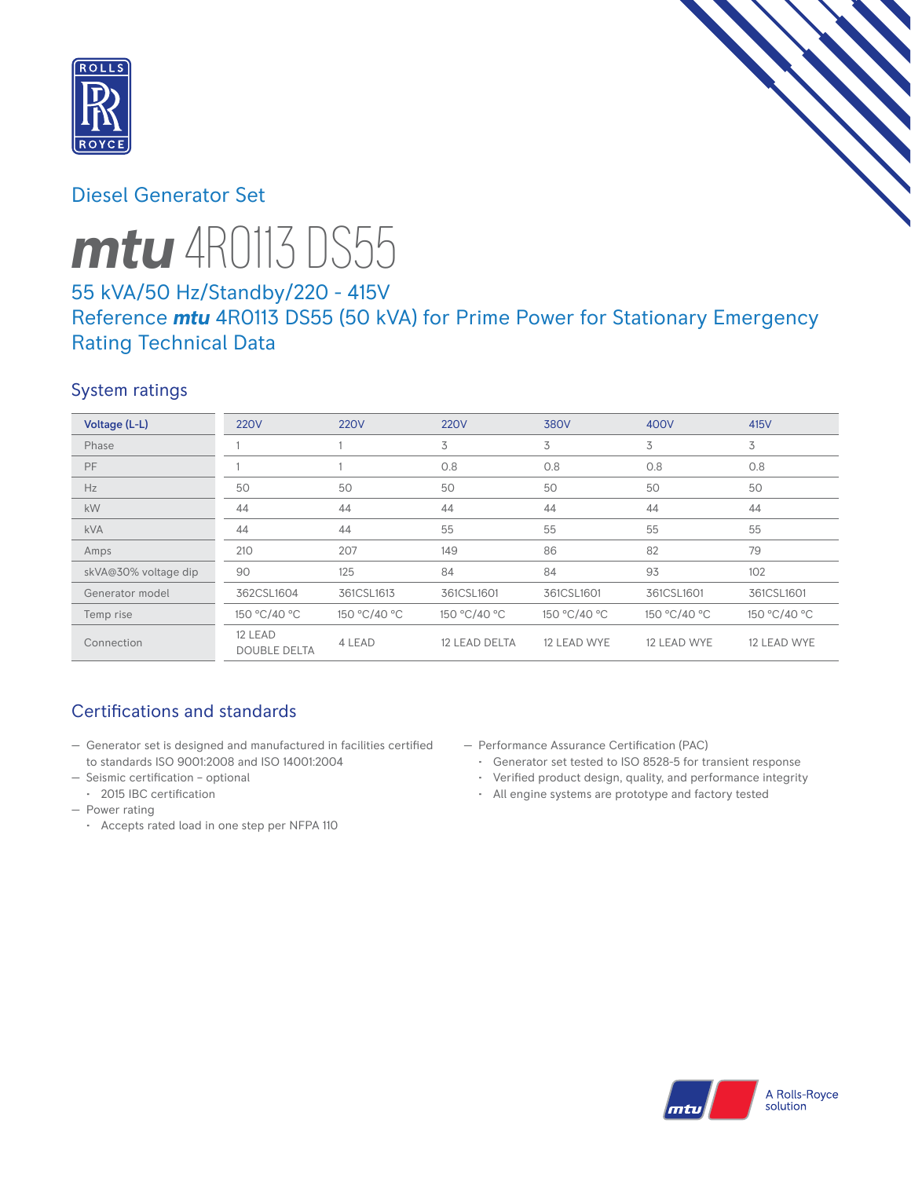Diesel Generator Set

# mtu 4R0113 DS55

## 55 kVA/50 Hz/Standby/220 - 415V
## Reference *mtu* 4R0113 DS55 (50 kVA) for Prime Power for Stationary Emergency Rating Technical Data

### System ratings

| Voltage (L-L) | 220V | 220V | 220V | 380V | 400V | 415V |
|---|---|---|---|---|---|---|
| Phase | 1 | 1 | 3 | 3 | 3 | 3 |
| PF | 1 | 1 | 0.8 | 0.8 | 0.8 | 0.8 |
| Hz | 50 | 50 | 50 | 50 | 50 | 50 |
| kW | 44 | 44 | 44 | 44 | 44 | 44 |
| kVA | 44 | 44 | 55 | 55 | 55 | 55 |
| Amps | 210 | 207 | 149 | 86 | 82 | 79 |
| skVA@30% voltage dip | 90 | 125 | 84 | 84 | 93 | 102 |
| Generator model | 362CSL1604 | 361CSL1613 | 361CSL1601 | 361CSL1601 | 361CSL1601 | 361CSL1601 |
| Temp rise | 150 °C/40 °C | 150 °C/40 °C | 150 °C/40 °C | 150 °C/40 °C | 150 °C/40 °C | 150 °C/40 °C |
| Connection | 12 LEAD DOUBLE DELTA | 4 LEAD | 12 LEAD DELTA | 12 LEAD WYE | 12 LEAD WYE | 12 LEAD WYE |

### Certifications and standards

- Generator set is designed and manufactured in facilities certified to standards ISO 9001:2008 and ISO 14001:2004
- Seismic certification – optional
  - 2015 IBC certification
- Power rating
  - Accepts rated load in one step per NFPA 110
- Performance Assurance Certification (PAC)
  - Generator set tested to ISO 8528-5 for transient response
  - Verified product design, quality, and performance integrity
  - All engine systems are prototype and factory tested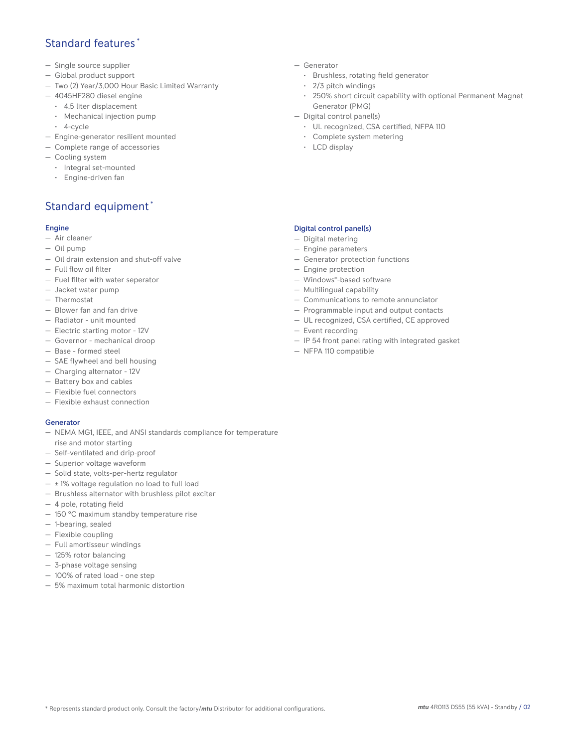## Standard features*

- Single source supplier
- Global product support
- Two (2) Year/3,000 Hour Basic Limited Warranty
- 4045HF280 diesel engine
  - 4.5 liter displacement
  - Mechanical injection pump
  - 4-cycle
- Engine-generator resilient mounted
- Complete range of accessories
- Cooling system
  - Integral set-mounted
  - Engine-driven fan
- Generator
  - Brushless, rotating field generator
  - 2/3 pitch windings
  - 250% short circuit capability with optional Permanent Magnet Generator (PMG)
- Digital control panel(s)
  - UL recognized, CSA certified, NFPA 110
  - Complete system metering
  - LCD display

## Standard equipment*

### Engine

- Air cleaner
- Oil pump
- Oil drain extension and shut-off valve
- Full flow oil filter
- Fuel filter with water seperator
- Jacket water pump
- Thermostat
- Blower fan and fan drive
- Radiator - unit mounted
- Electric starting motor - 12V
- Governor - mechanical droop
- Base - formed steel
- SAE flywheel and bell housing
- Charging alternator - 12V
- Battery box and cables
- Flexible fuel connectors
- Flexible exhaust connection

### Generator

- NEMA MG1, IEEE, and ANSI standards compliance for temperature rise and motor starting
- Self-ventilated and drip-proof
- Superior voltage waveform
- Solid state, volts-per-hertz regulator
- ± 1% voltage regulation no load to full load
- Brushless alternator with brushless pilot exciter
- 4 pole, rotating field
- 150 °C maximum standby temperature rise
- 1-bearing, sealed
- Flexible coupling
- Full amortisseur windings
- 125% rotor balancing
- 3-phase voltage sensing
- 100% of rated load - one step
- 5% maximum total harmonic distortion

### Digital control panel(s)

- Digital metering
- Engine parameters
- Generator protection functions
- Engine protection
- Windows®-based software
- Multilingual capability
- Communications to remote annunciator
- Programmable input and output contacts
- UL recognized, CSA certified, CE approved
- Event recording
- IP 54 front panel rating with integrated gasket
- NFPA 110 compatible

\* Represents standard product only. Consult the factory/*mtu* Distributor for additional configurations.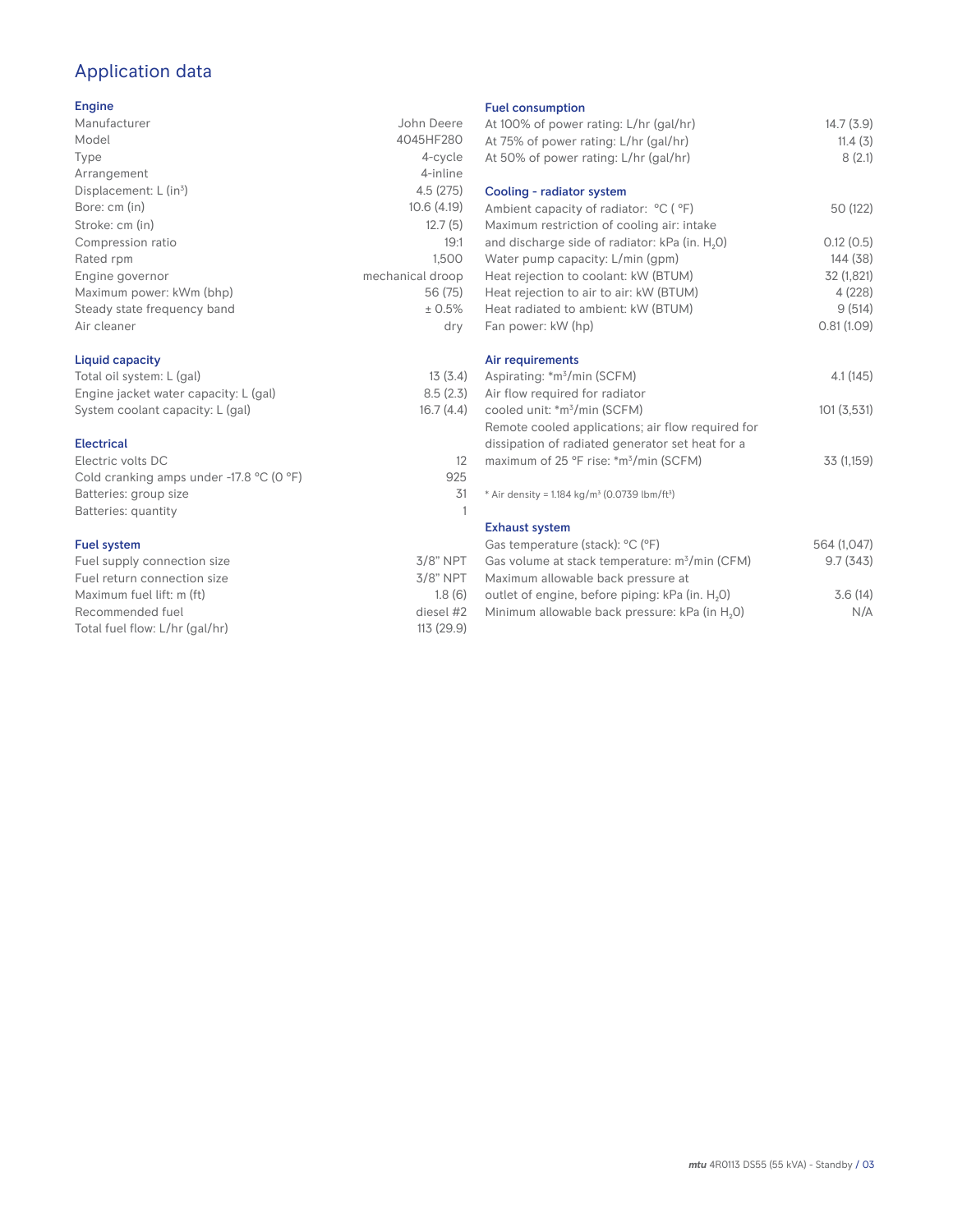# Application data

## Engine

| | |
|---|---|
| Manufacturer | John Deere |
| Model | 4045HF280 |
| Type | 4-cycle |
| Arrangement | 4-inline |
| Displacement: L ($in^3$) | 4.5 (275) |
| Bore: cm (in) | 10.6 (4.19) |
| Stroke: cm (in) | 12.7 (5) |
| Compression ratio | 19:1 |
| Rated rpm | 1,500 |
| Engine governor | mechanical droop |
| Maximum power: kWm (bhp) | 56 (75) |
| Steady state frequency band | ± 0.5% |
| Air cleaner | dry |

## Liquid capacity

| | |
|---|---|
| Total oil system: L (gal) | 13 (3.4) |
| Engine jacket water capacity: L (gal) | 8.5 (2.3) |
| System coolant capacity: L (gal) | 16.7 (4.4) |

## Electrical

| | |
|---|---|
| Electric volts DC | 12 |
| Cold cranking amps under -17.8 °C (0 °F) | 925 |
| Batteries: group size | 31 |
| Batteries: quantity | 1 |

## Fuel system

| | |
|---|---|
| Fuel supply connection size | 3/8" NPT |
| Fuel return connection size | 3/8" NPT |
| Maximum fuel lift: m (ft) | 1.8 (6) |
| Recommended fuel | diesel #2 |
| Total fuel flow: L/hr (gal/hr) | 113 (29.9) |

## Fuel consumption

| | |
|---|---|
| At 100% of power rating: L/hr (gal/hr) | 14.7 (3.9) |
| At 75% of power rating: L/hr (gal/hr) | 11.4 (3) |
| At 50% of power rating: L/hr (gal/hr) | 8 (2.1) |

## Cooling - radiator system

| | |
|---|---|
| Ambient capacity of radiator: °C ( °F) | 50 (122) |
| Maximum restriction of cooling air: intake and discharge side of radiator: kPa (in. $H_2O$) | 0.12 (0.5) |
| Water pump capacity: L/min (gpm) | 144 (38) |
| Heat rejection to coolant: kW (BTUM) | 32 (1,821) |
| Heat rejection to air to air: kW (BTUM) | 4 (228) |
| Heat radiated to ambient: kW (BTUM) | 9 (514) |
| Fan power: kW (hp) | 0.81 (1.09) |

## Air requirements

| | |
|---|---|
| Aspirating: *$m^3$/min (SCFM) | 4.1 (145) |
| Air flow required for radiator cooled unit: *$m^3$/min (SCFM) | 101 (3,531) |
| Remote cooled applications; air flow required for dissipation of radiated generator set heat for a maximum of 25 °F rise: *$m^3$/min (SCFM) | 33 (1,159) |

* Air density = 1.184 kg/$m^3$ (0.0739 lbm/$ft^3$)

## Exhaust system

| | |
|---|---|
| Gas temperature (stack): °C (°F) | 564 (1,047) |
| Gas volume at stack temperature: $m^3$/min (CFM) | 9.7 (343) |
| Maximum allowable back pressure at outlet of engine, before piping: kPa (in. $H_2O$) | 3.6 (14) |
| Minimum allowable back pressure: kPa (in $H_2O$) | N/A |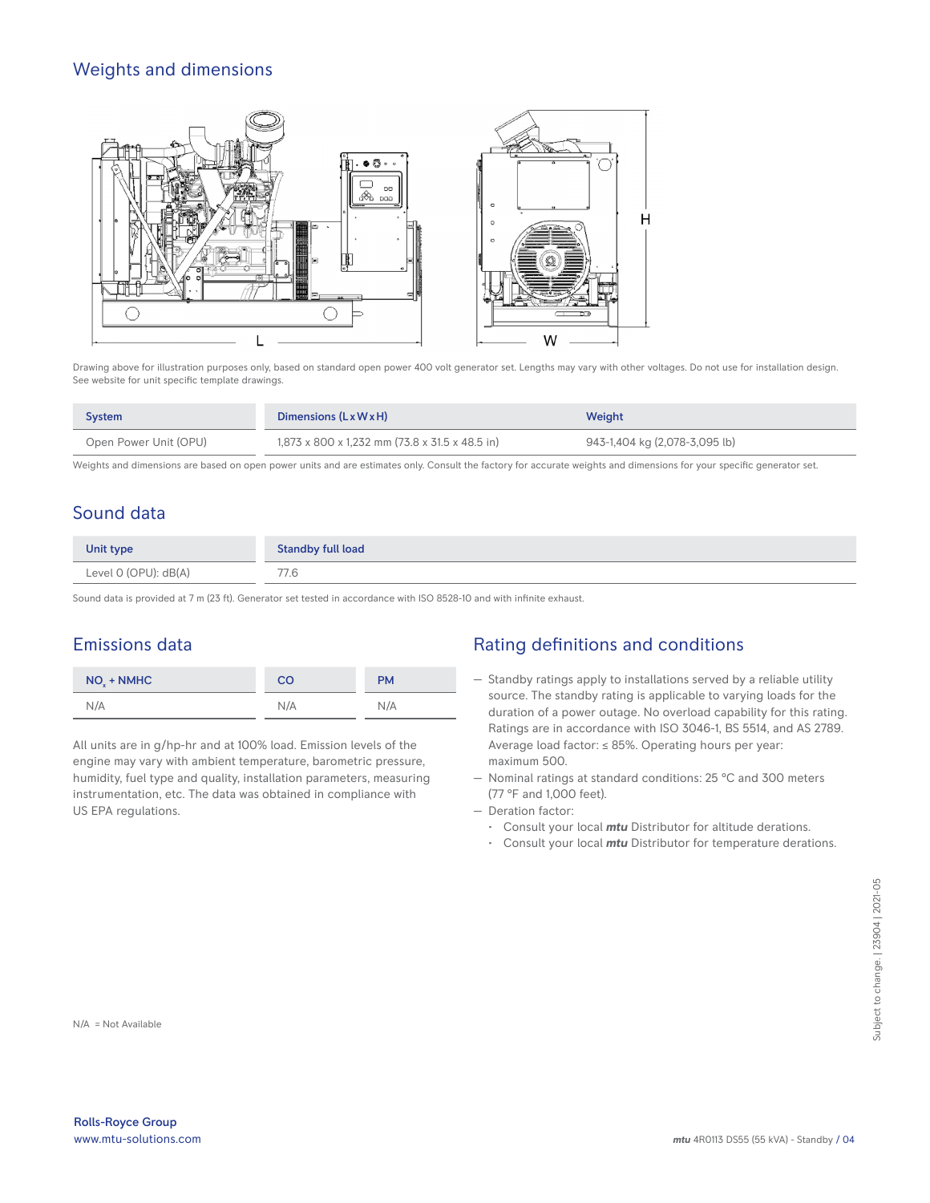## Weights and dimensions

L

W

H

Drawing above for illustration purposes only, based on standard open power 400 volt generator set. Lengths may vary with other voltages. Do not use for installation design. See website for unit specific template drawings.

| System | Dimensions (L x W x H) | Weight |
| --- | --- | --- |
| Open Power Unit (OPU) | 1,873 x 800 x 1,232 mm (73.8 x 31.5 x 48.5 in) | 943-1,404 kg (2,078-3,095 lb) |

Weights and dimensions are based on open power units and are estimates only. Consult the factory for accurate weights and dimensions for your specific generator set.

## Sound data

| Unit type | Standby full load |
| --- | --- |
| Level 0 (OPU): dB(A) | 77.6 |

Sound data is provided at 7 m (23 ft). Generator set tested in accordance with ISO 8528-10 and with infinite exhaust.

## Emissions data

| $NO_x$ + NMHC | CO | PM |
| --- | --- | --- |
| N/A | N/A | N/A |

All units are in g/hp-hr and at 100% load. Emission levels of the engine may vary with ambient temperature, barometric pressure, humidity, fuel type and quality, installation parameters, measuring instrumentation, etc. The data was obtained in compliance with US EPA regulations.

## Rating definitions and conditions

- Standby ratings apply to installations served by a reliable utility source. The standby rating is applicable to varying loads for the duration of a power outage. No overload capability for this rating. Ratings are in accordance with ISO 3046-1, BS 5514, and AS 2789. Average load factor: ≤ 85%. Operating hours per year: maximum 500.
- Nominal ratings at standard conditions: 25 °C and 300 meters (77 °F and 1,000 feet).
- Deration factor:
  - Consult your local ***mtu*** Distributor for altitude derations.
  - Consult your local ***mtu*** Distributor for temperature derations.

N/A = Not Available

Subject to change. | 23904 | 2021-05

Rolls-Royce Group
www.mtu-solutions.com